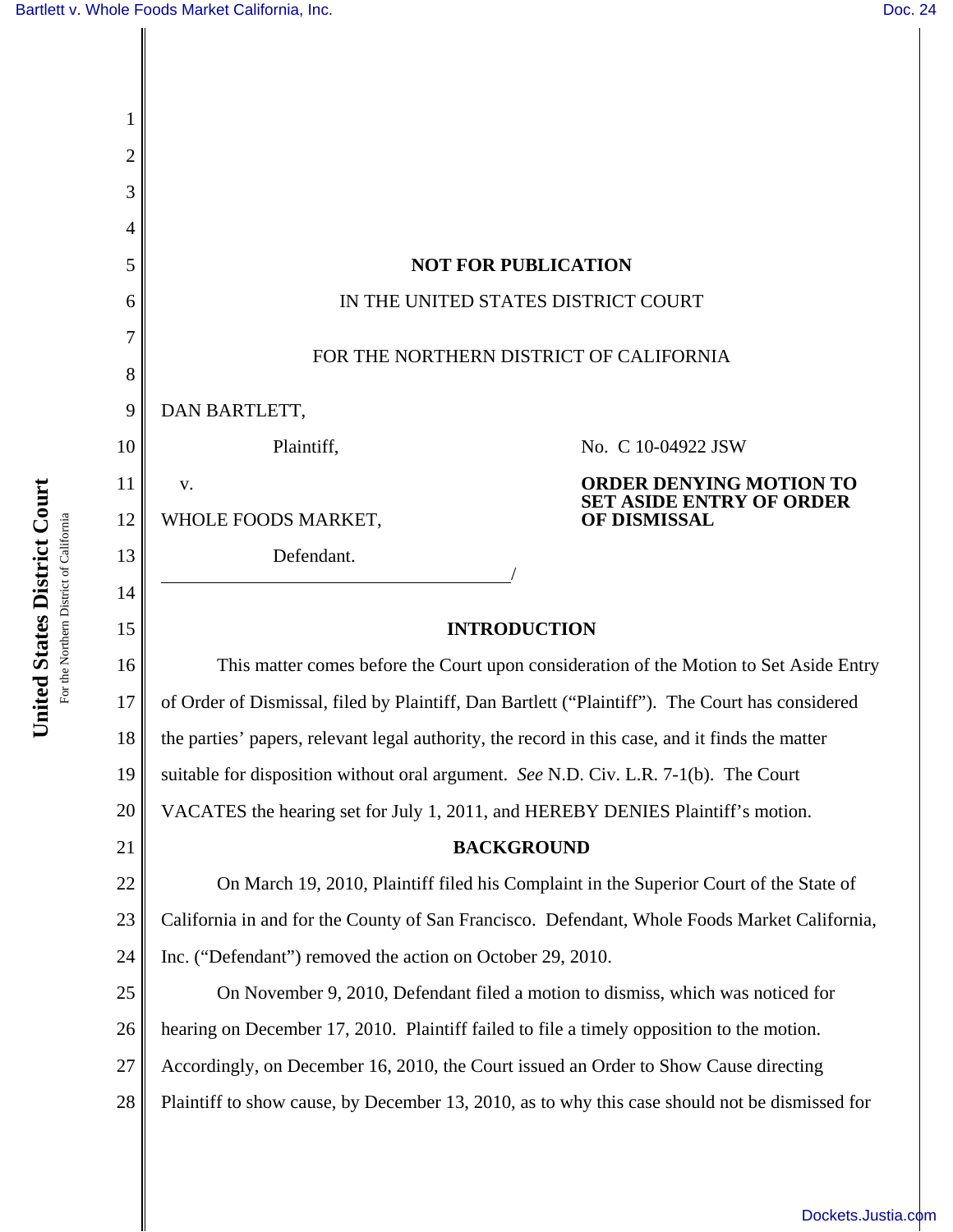**NOT FOR PUBLICATION**

IN THE UNITED STATES DISTRICT COURT

FOR THE NORTHERN DISTRICT OF CALIFORNIA

DAN BARTLETT,

Plaintiff,

v.

WHOLE FOODS MARKET,

Defendant.

No. C 10-04922 JSW

**ORDER DENYING MOTION TO SET ASIDE ENTRY OF ORDER OF DISMISSAL**

## INTRODUCTION

This matter comes before the Court upon consideration of the Motion to Set Aside Entry of Order of Dismissal, filed by Plaintiff, Dan Bartlett ("Plaintiff"). The Court has considered the parties' papers, relevant legal authority, the record in this case, and it finds the matter suitable for disposition without oral argument. *See* N.D. Civ. L.R. 7-1(b). The Court VACATES the hearing set for July 1, 2011, and HEREBY DENIES Plaintiff's motion.

## BACKGROUND

On March 19, 2010, Plaintiff filed his Complaint in the Superior Court of the State of California in and for the County of San Francisco. Defendant, Whole Foods Market California, Inc. ("Defendant") removed the action on October 29, 2010.

On November 9, 2010, Defendant filed a motion to dismiss, which was noticed for hearing on December 17, 2010. Plaintiff failed to file a timely opposition to the motion. Accordingly, on December 16, 2010, the Court issued an Order to Show Cause directing Plaintiff to show cause, by December 13, 2010, as to why this case should not be dismissed for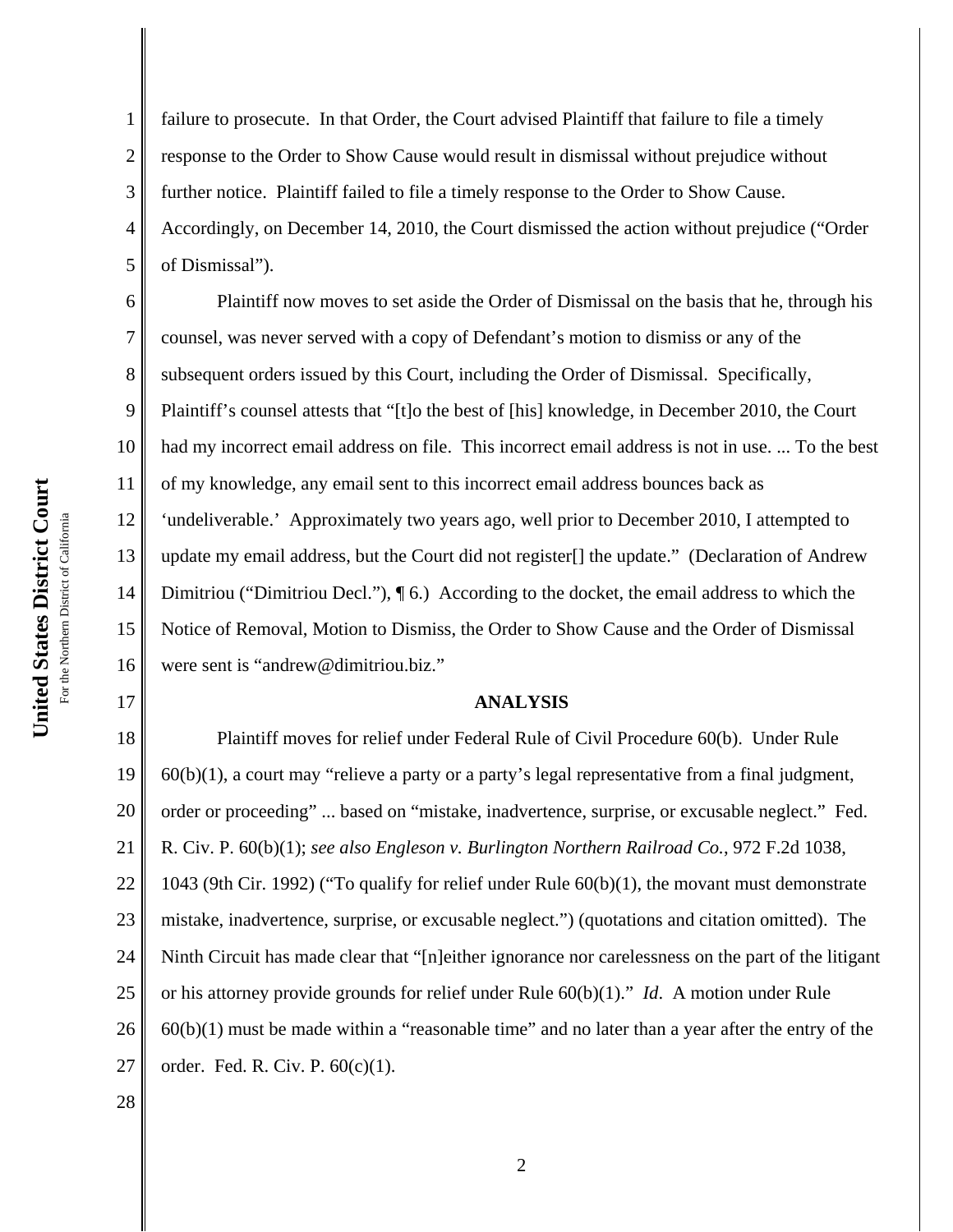failure to prosecute. In that Order, the Court advised Plaintiff that failure to file a timely response to the Order to Show Cause would result in dismissal without prejudice without further notice. Plaintiff failed to file a timely response to the Order to Show Cause. Accordingly, on December 14, 2010, the Court dismissed the action without prejudice ("Order of Dismissal").

Plaintiff now moves to set aside the Order of Dismissal on the basis that he, through his counsel, was never served with a copy of Defendant's motion to dismiss or any of the subsequent orders issued by this Court, including the Order of Dismissal. Specifically, Plaintiff's counsel attests that "[t]o the best of [his] knowledge, in December 2010, the Court had my incorrect email address on file. This incorrect email address is not in use. ... To the best of my knowledge, any email sent to this incorrect email address bounces back as 'undeliverable.' Approximately two years ago, well prior to December 2010, I attempted to update my email address, but the Court did not register[] the update." (Declaration of Andrew Dimitriou ("Dimitriou Decl."), ¶ 6.) According to the docket, the email address to which the Notice of Removal, Motion to Dismiss, the Order to Show Cause and the Order of Dismissal were sent is "andrew@dimitriou.biz."

## ANALYSIS

Plaintiff moves for relief under Federal Rule of Civil Procedure 60(b). Under Rule 60(b)(1), a court may "relieve a party or a party's legal representative from a final judgment, order or proceeding" ... based on "mistake, inadvertence, surprise, or excusable neglect." Fed. R. Civ. P. 60(b)(1); *see also Engleson v. Burlington Northern Railroad Co.*, 972 F.2d 1038, 1043 (9th Cir. 1992) ("To qualify for relief under Rule 60(b)(1), the movant must demonstrate mistake, inadvertence, surprise, or excusable neglect.") (quotations and citation omitted). The Ninth Circuit has made clear that "[n]either ignorance nor carelessness on the part of the litigant or his attorney provide grounds for relief under Rule 60(b)(1)." *Id*. A motion under Rule 60(b)(1) must be made within a "reasonable time" and no later than a year after the entry of the order. Fed. R. Civ. P. 60(c)(1).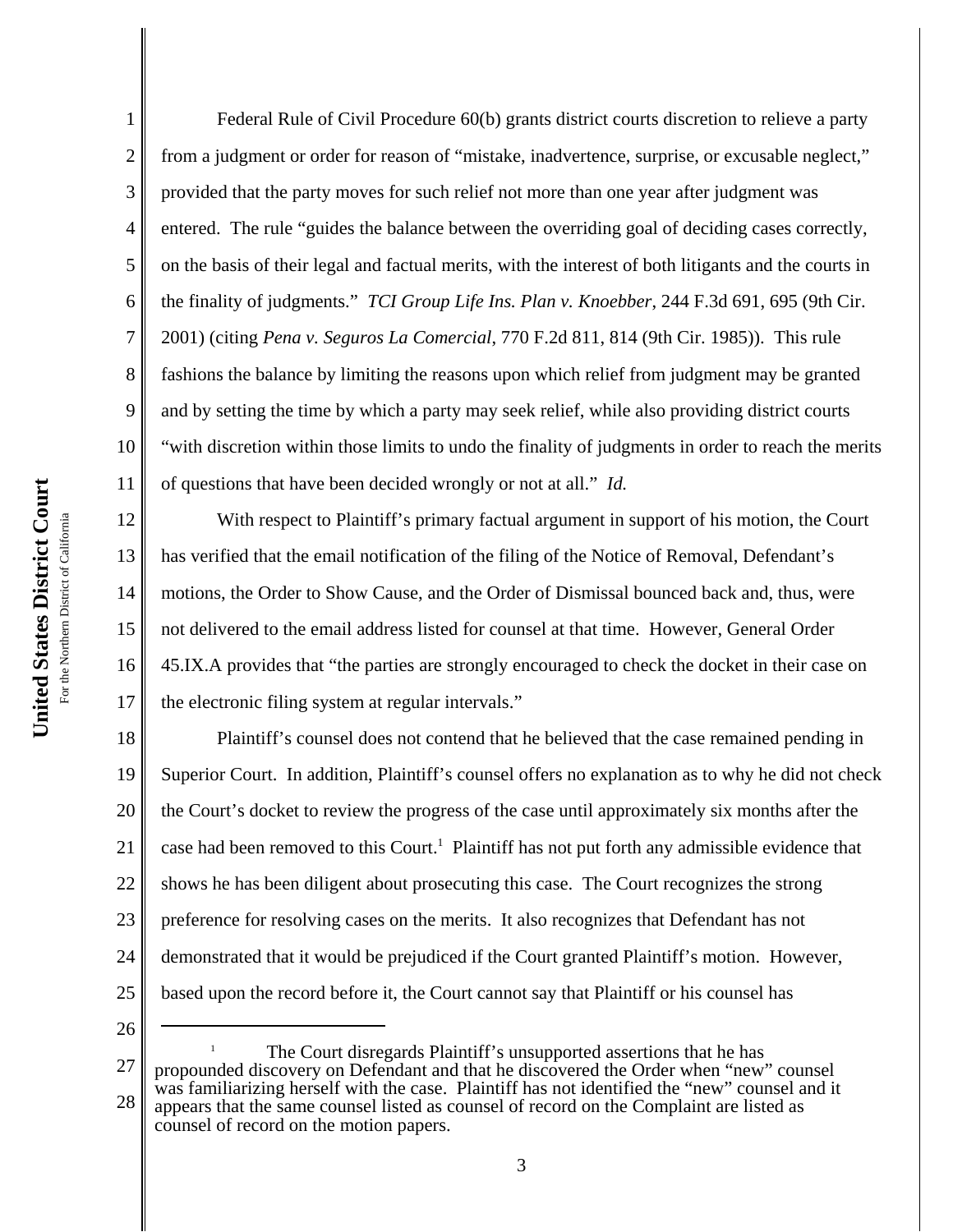Federal Rule of Civil Procedure 60(b) grants district courts discretion to relieve a party from a judgment or order for reason of "mistake, inadvertence, surprise, or excusable neglect," provided that the party moves for such relief not more than one year after judgment was entered. The rule "guides the balance between the overriding goal of deciding cases correctly, on the basis of their legal and factual merits, with the interest of both litigants and the courts in the finality of judgments." *TCI Group Life Ins. Plan v. Knoebber*, 244 F.3d 691, 695 (9th Cir. 2001) (citing *Pena v. Seguros La Comercial*, 770 F.2d 811, 814 (9th Cir. 1985)). This rule fashions the balance by limiting the reasons upon which relief from judgment may be granted and by setting the time by which a party may seek relief, while also providing district courts "with discretion within those limits to undo the finality of judgments in order to reach the merits of questions that have been decided wrongly or not at all." *Id.*

With respect to Plaintiff's primary factual argument in support of his motion, the Court has verified that the email notification of the filing of the Notice of Removal, Defendant's motions, the Order to Show Cause, and the Order of Dismissal bounced back and, thus, were not delivered to the email address listed for counsel at that time. However, General Order 45.IX.A provides that "the parties are strongly encouraged to check the docket in their case on the electronic filing system at regular intervals."

Plaintiff's counsel does not contend that he believed that the case remained pending in Superior Court. In addition, Plaintiff's counsel offers no explanation as to why he did not check the Court's docket to review the progress of the case until approximately six months after the case had been removed to this Court.[1] Plaintiff has not put forth any admissible evidence that shows he has been diligent about prosecuting this case. The Court recognizes the strong preference for resolving cases on the merits. It also recognizes that Defendant has not demonstrated that it would be prejudiced if the Court granted Plaintiff's motion. However, based upon the record before it, the Court cannot say that Plaintiff or his counsel has

---

[1] The Court disregards Plaintiff's unsupported assertions that he has propounded discovery on Defendant and that he discovered the Order when "new" counsel was familiarizing herself with the case. Plaintiff has not identified the "new" counsel and it appears that the same counsel listed as counsel of record on the Complaint are listed as counsel of record on the motion papers.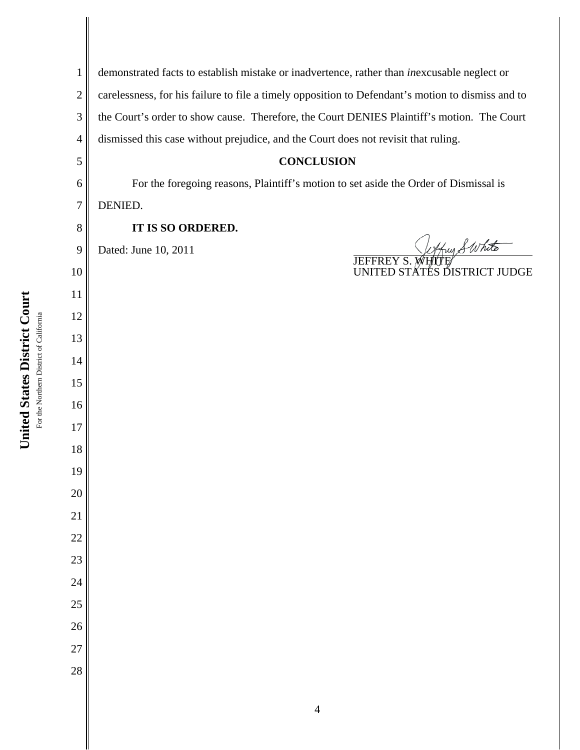demonstrated facts to establish mistake or inadvertence, rather than *in*excusable neglect or carelessness, for his failure to file a timely opposition to Defendant's motion to dismiss and to the Court's order to show cause. Therefore, the Court DENIES Plaintiff's motion. The Court dismissed this case without prejudice, and the Court does not revisit that ruling.

## CONCLUSION

For the foregoing reasons, Plaintiff's motion to set aside the Order of Dismissal is DENIED.

**IT IS SO ORDERED.**

Dated: June 10, 2011

JEFFREY S. WHITE
UNITED STATES DISTRICT JUDGE